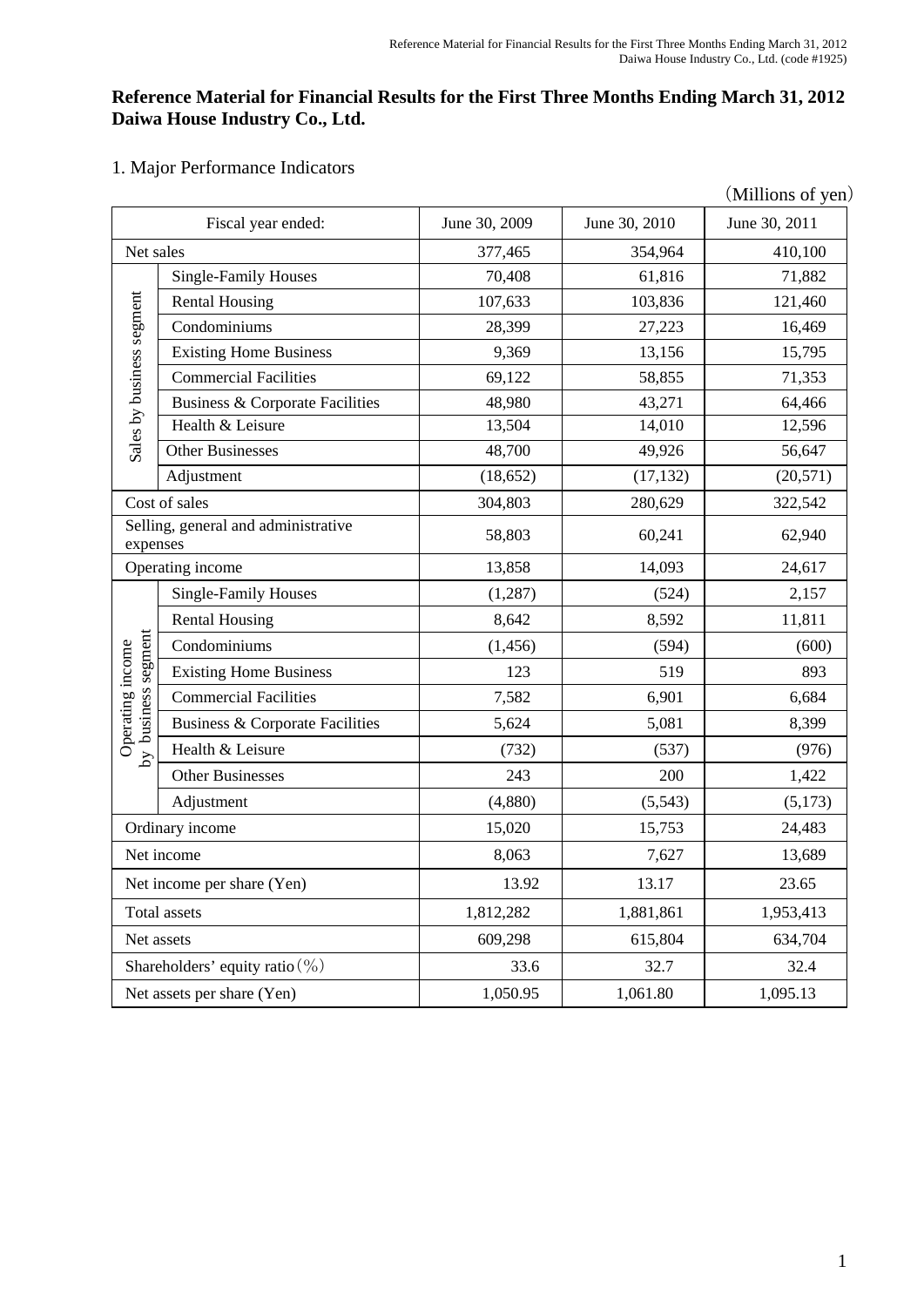# Reference Material for Financial Results for the First Three Months Ending March 31, 2012
# Daiwa House Industry Co., Ltd.

## 1. Major Performance Indicators

（Millions of yen）

| Fiscal year ended: | | June 30, 2009 | June 30, 2010 | June 30, 2011 |
|---|---|---|---|---|
| Net sales | | 377,465 | 354,964 | 410,100 |
| Sales by business segment | Single-Family Houses | 70,408 | 61,816 | 71,882 |
| | Rental Housing | 107,633 | 103,836 | 121,460 |
| | Condominiums | 28,399 | 27,223 | 16,469 |
| | Existing Home Business | 9,369 | 13,156 | 15,795 |
| | Commercial Facilities | 69,122 | 58,855 | 71,353 |
| | Business & Corporate Facilities | 48,980 | 43,271 | 64,466 |
| | Health & Leisure | 13,504 | 14,010 | 12,596 |
| | Other Businesses | 48,700 | 49,926 | 56,647 |
| | Adjustment | (18,652) | (17,132) | (20,571) |
| Cost of sales | | 304,803 | 280,629 | 322,542 |
| Selling, general and administrative expenses | | 58,803 | 60,241 | 62,940 |
| Operating income | | 13,858 | 14,093 | 24,617 |
| Operating income by business segment | Single-Family Houses | (1,287) | (524) | 2,157 |
| | Rental Housing | 8,642 | 8,592 | 11,811 |
| | Condominiums | (1,456) | (594) | (600) |
| | Existing Home Business | 123 | 519 | 893 |
| | Commercial Facilities | 7,582 | 6,901 | 6,684 |
| | Business & Corporate Facilities | 5,624 | 5,081 | 8,399 |
| | Health & Leisure | (732) | (537) | (976) |
| | Other Businesses | 243 | 200 | 1,422 |
| | Adjustment | (4,880) | (5,543) | (5,173) |
| Ordinary income | | 15,020 | 15,753 | 24,483 |
| Net income | | 8,063 | 7,627 | 13,689 |
| Net income per share (Yen) | | 13.92 | 13.17 | 23.65 |
| Total assets | | 1,812,282 | 1,881,861 | 1,953,413 |
| Net assets | | 609,298 | 615,804 | 634,704 |
| Shareholders' equity ratio（%） | | 33.6 | 32.7 | 32.4 |
| Net assets per share (Yen) | | 1,050.95 | 1,061.80 | 1,095.13 |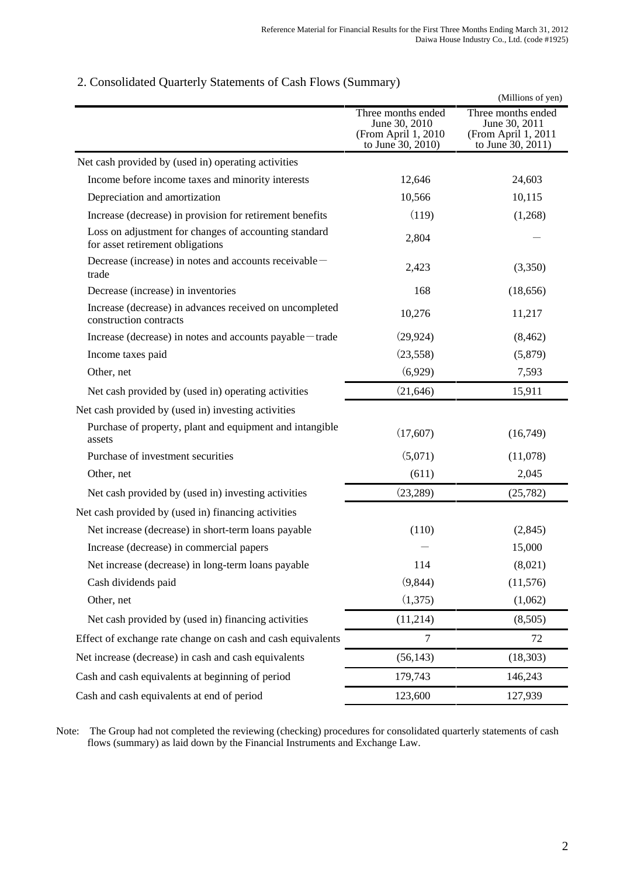## 2. Consolidated Quarterly Statements of Cash Flows (Summary)

(Millions of yen)

| | Three months ended June 30, 2010 (From April 1, 2010 to June 30, 2010) | Three months ended June 30, 2011 (From April 1, 2011 to June 30, 2011) |
|---|---|---|
| Net cash provided by (used in) operating activities | | |
| Income before income taxes and minority interests | 12,646 | 24,603 |
| Depreciation and amortization | 10,566 | 10,115 |
| Increase (decrease) in provision for retirement benefits | (119) | (1,268) |
| Loss on adjustment for changes of accounting standard for asset retirement obligations | 2,804 | — |
| Decrease (increase) in notes and accounts receivable－trade | 2,423 | (3,350) |
| Decrease (increase) in inventories | 168 | (18,656) |
| Increase (decrease) in advances received on uncompleted construction contracts | 10,276 | 11,217 |
| Increase (decrease) in notes and accounts payable－trade | (29,924) | (8,462) |
| Income taxes paid | (23,558) | (5,879) |
| Other, net | (6,929) | 7,593 |
| Net cash provided by (used in) operating activities | (21,646) | 15,911 |
| Net cash provided by (used in) investing activities | | |
| Purchase of property, plant and equipment and intangible assets | (17,607) | (16,749) |
| Purchase of investment securities | (5,071) | (11,078) |
| Other, net | (611) | 2,045 |
| Net cash provided by (used in) investing activities | (23,289) | (25,782) |
| Net cash provided by (used in) financing activities | | |
| Net increase (decrease) in short-term loans payable | (110) | (2,845) |
| Increase (decrease) in commercial papers | — | 15,000 |
| Net increase (decrease) in long-term loans payable | 114 | (8,021) |
| Cash dividends paid | (9,844) | (11,576) |
| Other, net | (1,375) | (1,062) |
| Net cash provided by (used in) financing activities | (11,214) | (8,505) |
| Effect of exchange rate change on cash and cash equivalents | 7 | 72 |
| Net increase (decrease) in cash and cash equivalents | (56,143) | (18,303) |
| Cash and cash equivalents at beginning of period | 179,743 | 146,243 |
| Cash and cash equivalents at end of period | 123,600 | 127,939 |

Note: The Group had not completed the reviewing (checking) procedures for consolidated quarterly statements of cash flows (summary) as laid down by the Financial Instruments and Exchange Law.